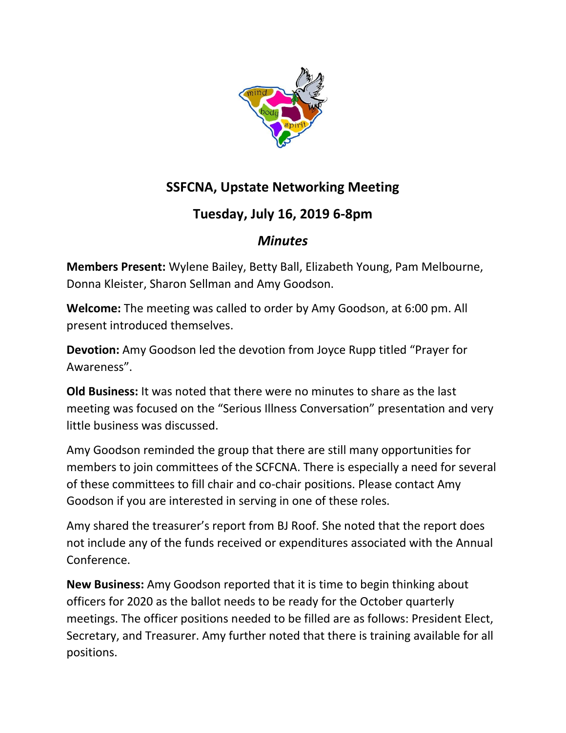## SSFCNA, Upstate Networking Meeting

## Tuesday, July 16, 2019 6-8pm

### *Minutes*

**Members Present:** Wylene Bailey, Betty Ball, Elizabeth Young, Pam Melbourne, Donna Kleister, Sharon Sellman and Amy Goodson.

**Welcome:** The meeting was called to order by Amy Goodson, at 6:00 pm. All present introduced themselves.

**Devotion:** Amy Goodson led the devotion from Joyce Rupp titled "Prayer for Awareness".

**Old Business:** It was noted that there were no minutes to share as the last meeting was focused on the "Serious Illness Conversation" presentation and very little business was discussed.

Amy Goodson reminded the group that there are still many opportunities for members to join committees of the SCFCNA. There is especially a need for several of these committees to fill chair and co-chair positions. Please contact Amy Goodson if you are interested in serving in one of these roles.

Amy shared the treasurer's report from BJ Roof. She noted that the report does not include any of the funds received or expenditures associated with the Annual Conference.

**New Business:** Amy Goodson reported that it is time to begin thinking about officers for 2020 as the ballot needs to be ready for the October quarterly meetings. The officer positions needed to be filled are as follows: President Elect, Secretary, and Treasurer. Amy further noted that there is training available for all positions.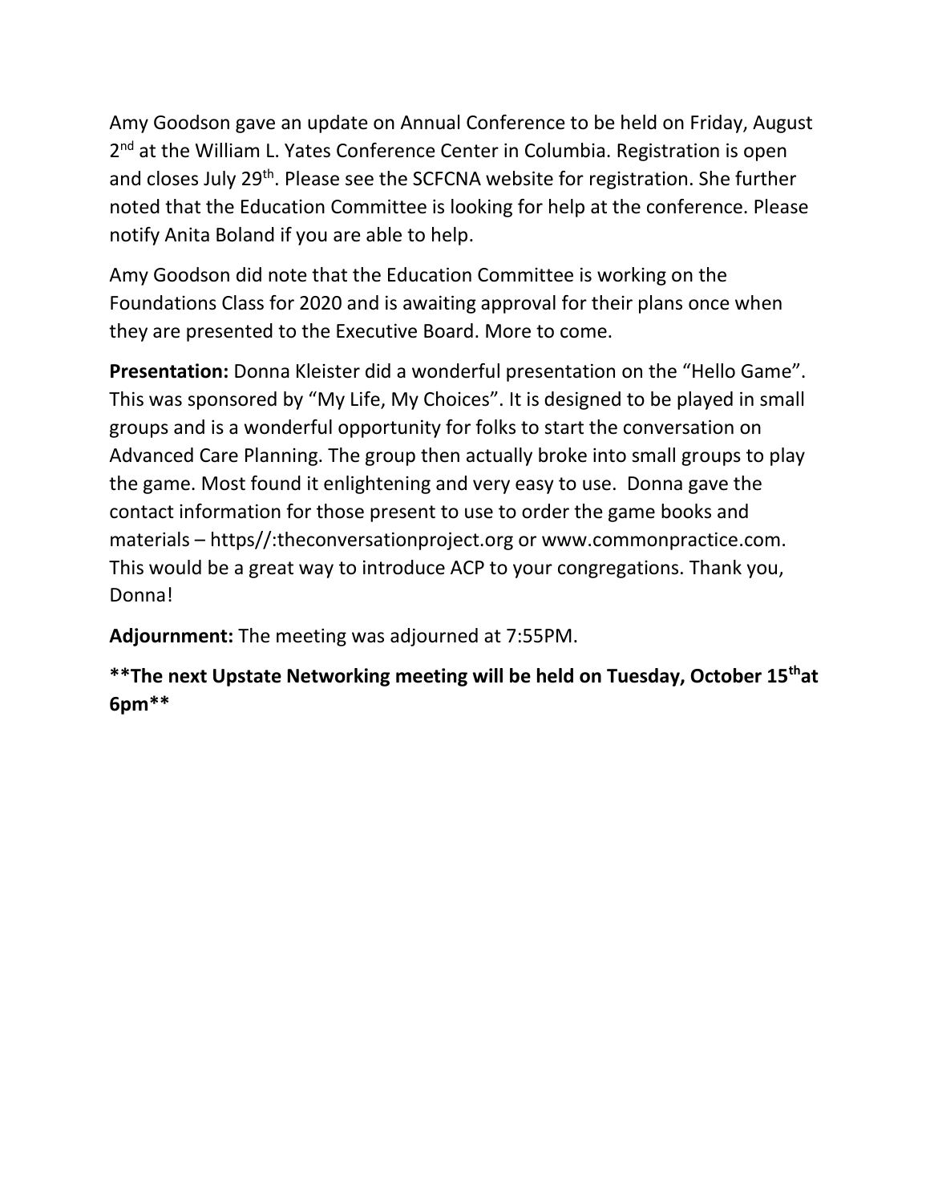Amy Goodson gave an update on Annual Conference to be held on Friday, August 2nd at the William L. Yates Conference Center in Columbia. Registration is open and closes July 29th. Please see the SCFCNA website for registration. She further noted that the Education Committee is looking for help at the conference. Please notify Anita Boland if you are able to help.

Amy Goodson did note that the Education Committee is working on the Foundations Class for 2020 and is awaiting approval for their plans once when they are presented to the Executive Board. More to come.

**Presentation:** Donna Kleister did a wonderful presentation on the "Hello Game". This was sponsored by "My Life, My Choices". It is designed to be played in small groups and is a wonderful opportunity for folks to start the conversation on Advanced Care Planning. The group then actually broke into small groups to play the game. Most found it enlightening and very easy to use. Donna gave the contact information for those present to use to order the game books and materials – https//:theconversationproject.org or www.commonpractice.com. This would be a great way to introduce ACP to your congregations. Thank you, Donna!

**Adjournment:** The meeting was adjourned at 7:55PM.

****The next Upstate Networking meeting will be held on Tuesday, October 15th at 6pm****